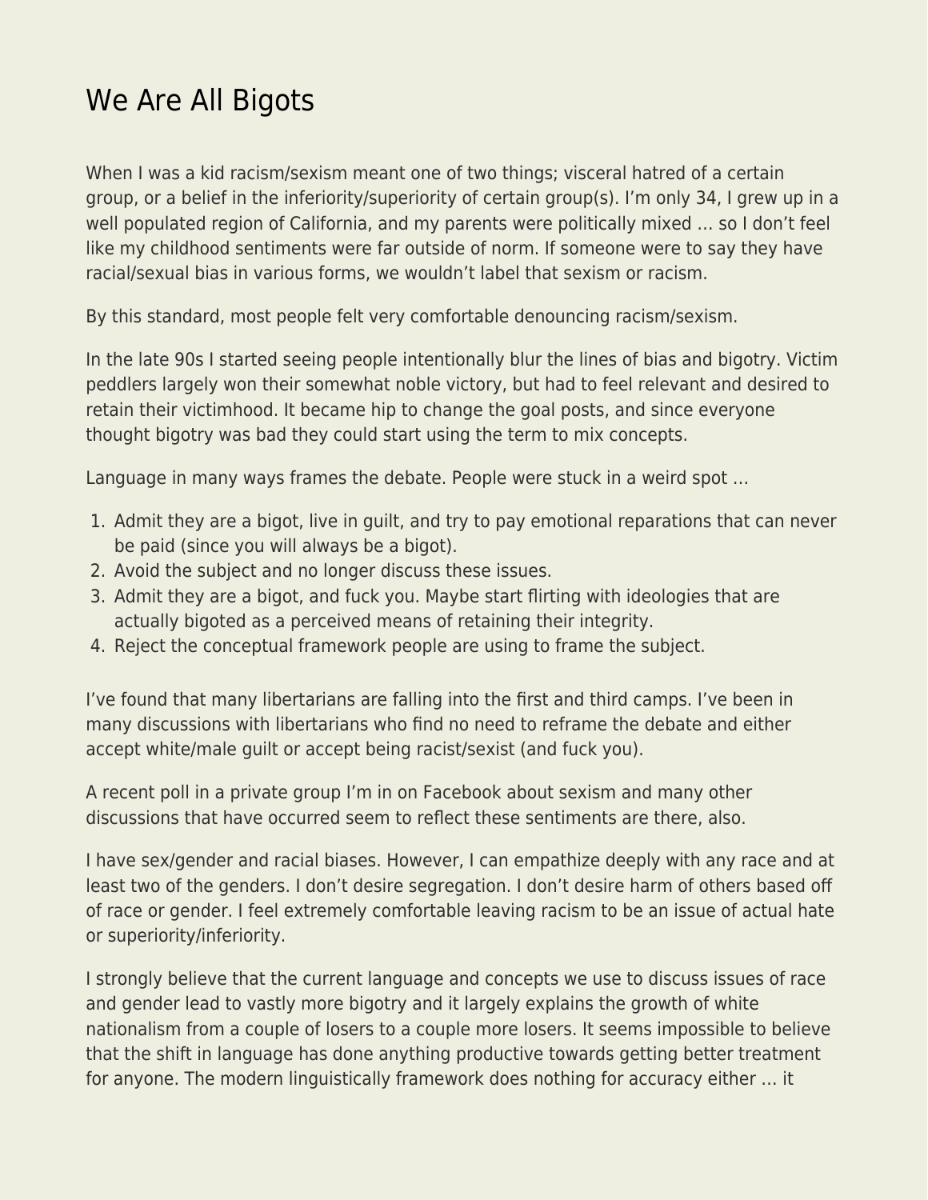# We Are All Bigots

When I was a kid racism/sexism meant one of two things; visceral hatred of a certain group, or a belief in the inferiority/superiority of certain group(s). I'm only 34, I grew up in a well populated region of California, and my parents were politically mixed … so I don't feel like my childhood sentiments were far outside of norm. If someone were to say they have racial/sexual bias in various forms, we wouldn't label that sexism or racism.

By this standard, most people felt very comfortable denouncing racism/sexism.

In the late 90s I started seeing people intentionally blur the lines of bias and bigotry. Victim peddlers largely won their somewhat noble victory, but had to feel relevant and desired to retain their victimhood. It became hip to change the goal posts, and since everyone thought bigotry was bad they could start using the term to mix concepts.

Language in many ways frames the debate. People were stuck in a weird spot …

1. Admit they are a bigot, live in guilt, and try to pay emotional reparations that can never be paid (since you will always be a bigot).
2. Avoid the subject and no longer discuss these issues.
3. Admit they are a bigot, and fuck you. Maybe start flirting with ideologies that are actually bigoted as a perceived means of retaining their integrity.
4. Reject the conceptual framework people are using to frame the subject.

I've found that many libertarians are falling into the first and third camps. I've been in many discussions with libertarians who find no need to reframe the debate and either accept white/male guilt or accept being racist/sexist (and fuck you).

A recent poll in a private group I'm in on Facebook about sexism and many other discussions that have occurred seem to reflect these sentiments are there, also.

I have sex/gender and racial biases. However, I can empathize deeply with any race and at least two of the genders. I don't desire segregation. I don't desire harm of others based off of race or gender. I feel extremely comfortable leaving racism to be an issue of actual hate or superiority/inferiority.

I strongly believe that the current language and concepts we use to discuss issues of race and gender lead to vastly more bigotry and it largely explains the growth of white nationalism from a couple of losers to a couple more losers. It seems impossible to believe that the shift in language has done anything productive towards getting better treatment for anyone. The modern linguistically framework does nothing for accuracy either … it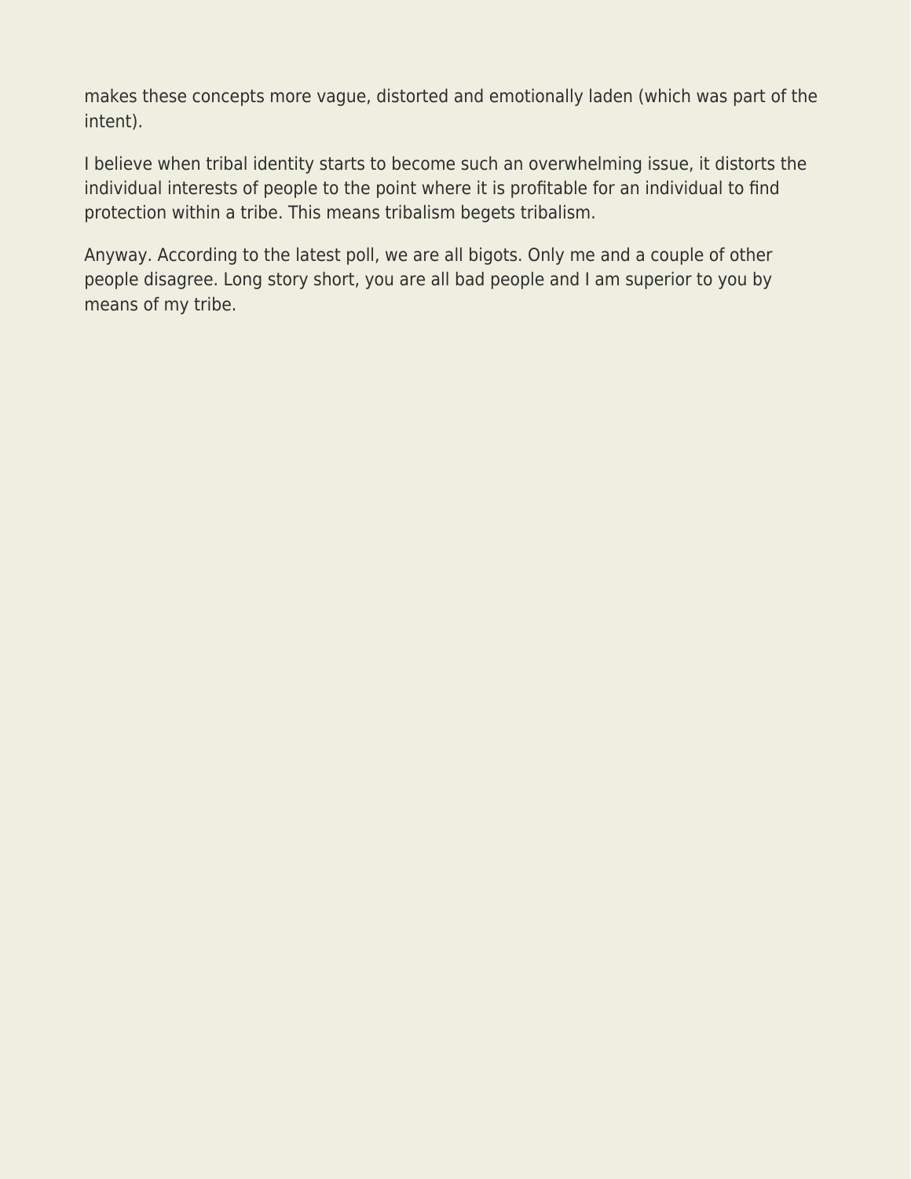makes these concepts more vague, distorted and emotionally laden (which was part of the intent).

I believe when tribal identity starts to become such an overwhelming issue, it distorts the individual interests of people to the point where it is profitable for an individual to find protection within a tribe. This means tribalism begets tribalism.

Anyway. According to the latest poll, we are all bigots. Only me and a couple of other people disagree. Long story short, you are all bad people and I am superior to you by means of my tribe.